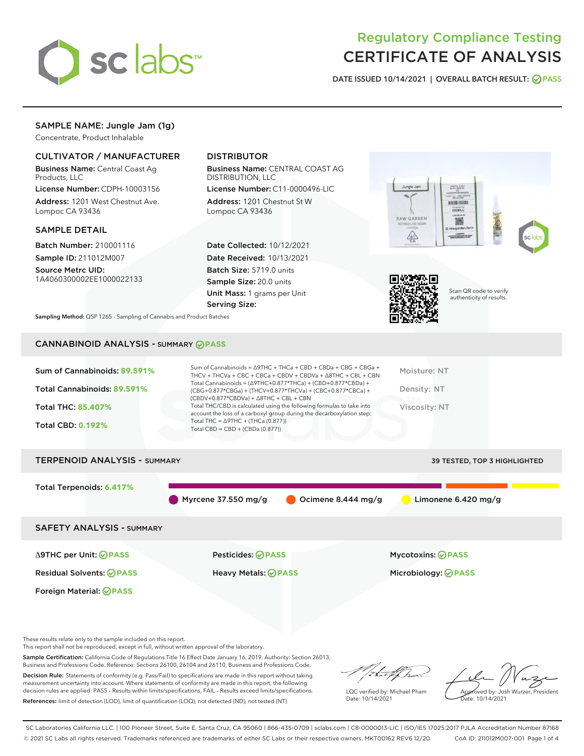# Regulatory Compliance Testing
# CERTIFICATE OF ANALYSIS

DATE ISSUED 10/14/2021 | OVERALL BATCH RESULT: PASS

## SAMPLE NAME: Jungle Jam (1g)

Concentrate, Product Inhalable

### CULTIVATOR / MANUFACTURER

**Business Name:** Central Coast Ag Products, LLC

**License Number:** CDPH-10003156

**Address:** 1201 West Chestnut Ave. Lompoc CA 93436

### DISTRIBUTOR

**Business Name:** CENTRAL COAST AG DISTRIBUTION, LLC

**License Number:** C11-0000496-LIC

**Address:** 1201 Chestnut St W Lompoc CA 93436

### SAMPLE DETAIL

**Batch Number:** 210001116

**Sample ID:** 211012M007

**Source Metrc UID:** 1A4060300002EE1000022133

**Date Collected:** 10/12/2021

**Date Received:** 10/13/2021

**Batch Size:** 5719.0 units

**Sample Size:** 20.0 units

**Unit Mass:** 1 grams per Unit

**Serving Size:**

Scan QR code to verify authenticity of results.

**Sampling Method:** QSP 1265 - Sampling of Cannabis and Product Batches

## CANNABINOID ANALYSIS - SUMMARY PASS

Sum of Cannabinoids: **89.591%**

Total Cannabinoids: **89.591%**

Total THC: **85.407%**

Total CBD: **0.192%**

Sum of Cannabinoids = Δ9THC + THCa + CBD + CBDa + CBG + CBGa + THCV + THCVa + CBC + CBCa + CBDV + CBDVa + Δ8THC + CBL + CBN

Total Cannabinoids = (Δ9THC+0.877*THCa) + (CBD+0.877*CBDa) + (CBG+0.877*CBGa) + (THCV+0.877*THCVa) + (CBC+0.877*CBCa) + (CBDV+0.877*CBDVa) + Δ8THC + CBL + CBN

Total THC/CBD is calculated using the following formulas to take into account the loss of a carboxyl group during the decarboxylation step:

Total THC = Δ9THC + (THCa (0.877))

Total CBD = CBD + (CBDa (0.877))

Moisture: NT

Density: NT

Viscosity: NT

## TERPENOID ANALYSIS - SUMMARY

39 TESTED, TOP 3 HIGHLIGHTED

Total Terpenoids: **6.417%**

Myrcene 37.550 mg/g | Ocimene 8.444 mg/g | Limonene 6.420 mg/g

## SAFETY ANALYSIS - SUMMARY

Δ9THC per Unit: PASS

Pesticides: PASS

Mycotoxins: PASS

Residual Solvents: PASS

Heavy Metals: PASS

Microbiology: PASS

Foreign Material: PASS

These results relate only to the sample included on this report.
This report shall not be reproduced, except in full, without written approval of the laboratory.

**Sample Certification:** California Code of Regulations Title 16 Effect Date January 16, 2019. Authority: Section 26013, Business and Professions Code. Reference: Sections 26100, 26104 and 26110, Business and Professions Code.

**Decision Rule:** Statements of conformity (e.g. Pass/Fail) to specifications are made in this report without taking measurement uncertainty into account. Where statements of conformity are made in this report, the following decision rules are applied: PASS – Results within limits/specifications, FAIL – Results exceed limits/specifications.

**References:** limit of detection (LOD), limit of quantification (LOQ), not detected (ND), not tested (NT)

LQC verified by: Michael Pham
Date: 10/14/2021

Approved by: Josh Wurzer, President
Date: 10/14/2021

SC Laboratories California LLC. | 100 Pioneer Street, Suite E, Santa Cruz, CA 95060 | 866-435-0709 | sclabs.com | C8-0000013-LIC | ISO/IES 17025:2017 PJLA Accreditation Number 87168
© 2021 SC Labs all rights reserved. Trademarks referenced are trademarks of either SC Labs or their respective owners. MKT00162 REV6 12/20 CoA ID: 211012M007-001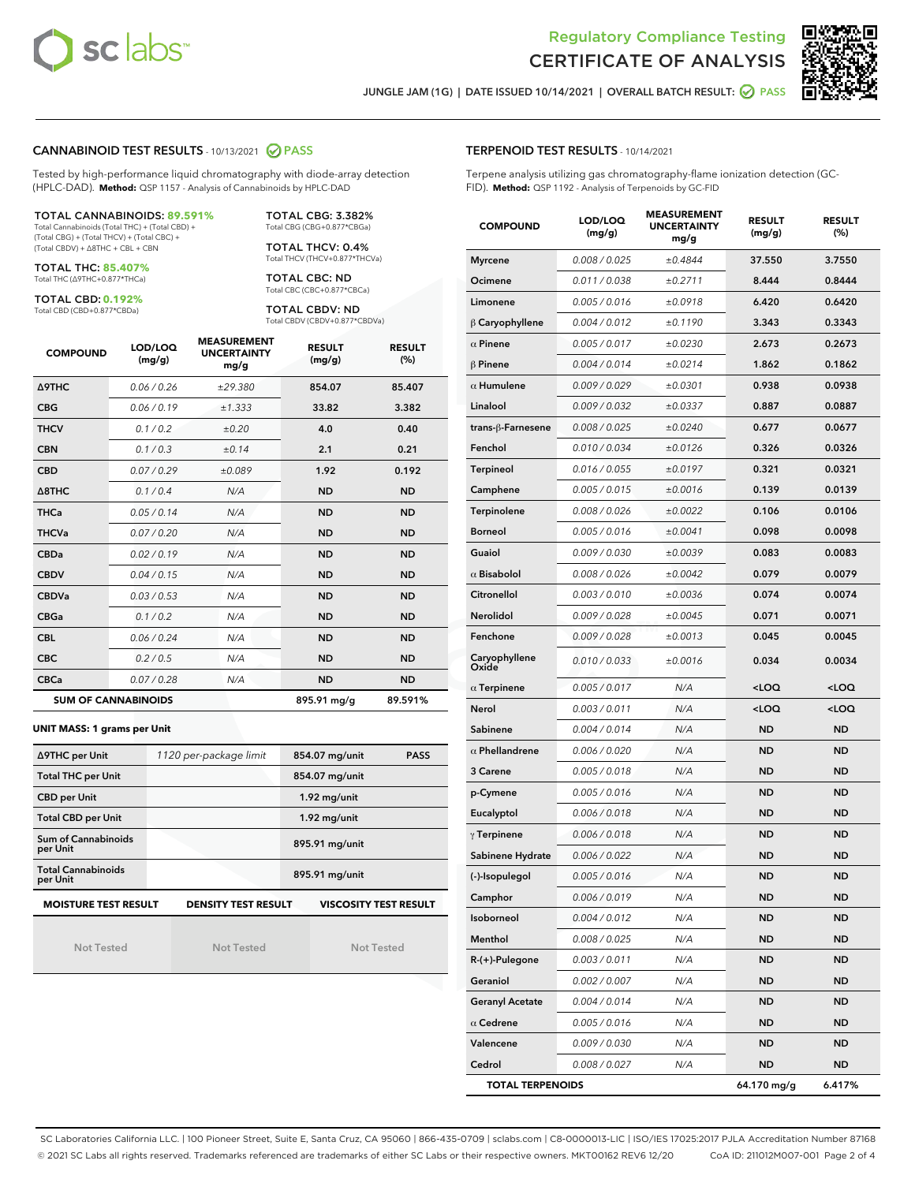Regulatory Compliance Testing
CERTIFICATE OF ANALYSIS

JUNGLE JAM (1G) | DATE ISSUED 10/14/2021 | OVERALL BATCH RESULT: PASS

## CANNABINOID TEST RESULTS - 10/13/2021 PASS

Tested by high-performance liquid chromatography with diode-array detection (HPLC-DAD). **Method:** QSP 1157 - Analysis of Cannabinoids by HPLC-DAD

**TOTAL CANNABINOIDS: 89.591%**
Total Cannabinoids (Total THC) + (Total CBD) + (Total CBG) + (Total THCV) + (Total CBC) + (Total CBDV) + Δ8THC + CBL + CBN

**TOTAL THC: 85.407%**
Total THC (Δ9THC+0.877*THCa)

**TOTAL CBD: 0.192%**
Total CBD (CBD+0.877*CBDa)

**TOTAL CBG: 3.382%**
Total CBG (CBG+0.877*CBGa)

**TOTAL THCV: 0.4%**
Total THCV (THCV+0.877*THCVa)

**TOTAL CBC: ND**
Total CBC (CBC+0.877*CBCa)

**TOTAL CBDV: ND**
Total CBDV (CBDV+0.877*CBDVa)

| COMPOUND | LOD/LOQ (mg/g) | MEASUREMENT UNCERTAINTY mg/g | RESULT (mg/g) | RESULT (%) |
|---|---|---|---|---|
| Δ9THC | 0.06 / 0.26 | ±29.380 | 854.07 | 85.407 |
| CBG | 0.06 / 0.19 | ±1.333 | 33.82 | 3.382 |
| THCV | 0.1 / 0.2 | ±0.20 | 4.0 | 0.40 |
| CBN | 0.1 / 0.3 | ±0.14 | 2.1 | 0.21 |
| CBD | 0.07 / 0.29 | ±0.089 | 1.92 | 0.192 |
| Δ8THC | 0.1 / 0.4 | N/A | ND | ND |
| THCa | 0.05 / 0.14 | N/A | ND | ND |
| THCVa | 0.07 / 0.20 | N/A | ND | ND |
| CBDa | 0.02 / 0.19 | N/A | ND | ND |
| CBDV | 0.04 / 0.15 | N/A | ND | ND |
| CBDVa | 0.03 / 0.53 | N/A | ND | ND |
| CBGa | 0.1 / 0.2 | N/A | ND | ND |
| CBL | 0.06 / 0.24 | N/A | ND | ND |
| CBC | 0.2 / 0.5 | N/A | ND | ND |
| CBCa | 0.07 / 0.28 | N/A | ND | ND |
| **SUM OF CANNABINOIDS** | | | 895.91 mg/g | 89.591% |

**UNIT MASS: 1 grams per Unit**

| | | | |
|---|---|---|---|
| Δ9THC per Unit | 1120 per-package limit | 854.07 mg/unit | PASS |
| Total THC per Unit | | 854.07 mg/unit | |
| CBD per Unit | | 1.92 mg/unit | |
| Total CBD per Unit | | 1.92 mg/unit | |
| Sum of Cannabinoids per Unit | | 895.91 mg/unit | |
| Total Cannabinoids per Unit | | 895.91 mg/unit | |

| MOISTURE TEST RESULT | DENSITY TEST RESULT | VISCOSITY TEST RESULT |
|---|---|---|
| Not Tested | Not Tested | Not Tested |

## TERPENOID TEST RESULTS - 10/14/2021

Terpene analysis utilizing gas chromatography-flame ionization detection (GC-FID). **Method:** QSP 1192 - Analysis of Terpenoids by GC-FID

| COMPOUND | LOD/LOQ (mg/g) | MEASUREMENT UNCERTAINTY mg/g | RESULT (mg/g) | RESULT (%) |
|---|---|---|---|---|
| Myrcene | 0.008 / 0.025 | ±0.4844 | 37.550 | 3.7550 |
| Ocimene | 0.011 / 0.038 | ±0.2711 | 8.444 | 0.8444 |
| Limonene | 0.005 / 0.016 | ±0.0918 | 6.420 | 0.6420 |
| β Caryophyllene | 0.004 / 0.012 | ±0.1190 | 3.343 | 0.3343 |
| α Pinene | 0.005 / 0.017 | ±0.0230 | 2.673 | 0.2673 |
| β Pinene | 0.004 / 0.014 | ±0.0214 | 1.862 | 0.1862 |
| α Humulene | 0.009 / 0.029 | ±0.0301 | 0.938 | 0.0938 |
| Linalool | 0.009 / 0.032 | ±0.0337 | 0.887 | 0.0887 |
| trans-β-Farnesene | 0.008 / 0.025 | ±0.0240 | 0.677 | 0.0677 |
| Fenchol | 0.010 / 0.034 | ±0.0126 | 0.326 | 0.0326 |
| Terpineol | 0.016 / 0.055 | ±0.0197 | 0.321 | 0.0321 |
| Camphene | 0.005 / 0.015 | ±0.0016 | 0.139 | 0.0139 |
| Terpinolene | 0.008 / 0.026 | ±0.0022 | 0.106 | 0.0106 |
| Borneol | 0.005 / 0.016 | ±0.0041 | 0.098 | 0.0098 |
| Guaiol | 0.009 / 0.030 | ±0.0039 | 0.083 | 0.0083 |
| α Bisabolol | 0.008 / 0.026 | ±0.0042 | 0.079 | 0.0079 |
| Citronellol | 0.003 / 0.010 | ±0.0036 | 0.074 | 0.0074 |
| Nerolidol | 0.009 / 0.028 | ±0.0045 | 0.071 | 0.0071 |
| Fenchone | 0.009 / 0.028 | ±0.0013 | 0.045 | 0.0045 |
| Caryophyllene Oxide | 0.010 / 0.033 | ±0.0016 | 0.034 | 0.0034 |
| α Terpinene | 0.005 / 0.017 | N/A | <LOQ | <LOQ |
| Nerol | 0.003 / 0.011 | N/A | <LOQ | <LOQ |
| Sabinene | 0.004 / 0.014 | N/A | ND | ND |
| α Phellandrene | 0.006 / 0.020 | N/A | ND | ND |
| 3 Carene | 0.005 / 0.018 | N/A | ND | ND |
| p-Cymene | 0.005 / 0.016 | N/A | ND | ND |
| Eucalyptol | 0.006 / 0.018 | N/A | ND | ND |
| γ Terpinene | 0.006 / 0.018 | N/A | ND | ND |
| Sabinene Hydrate | 0.006 / 0.022 | N/A | ND | ND |
| (-)-Isopulegol | 0.005 / 0.016 | N/A | ND | ND |
| Camphor | 0.006 / 0.019 | N/A | ND | ND |
| Isoborneol | 0.004 / 0.012 | N/A | ND | ND |
| Menthol | 0.008 / 0.025 | N/A | ND | ND |
| R-(+)-Pulegone | 0.003 / 0.011 | N/A | ND | ND |
| Geraniol | 0.002 / 0.007 | N/A | ND | ND |
| Geranyl Acetate | 0.004 / 0.014 | N/A | ND | ND |
| α Cedrene | 0.005 / 0.016 | N/A | ND | ND |
| Valencene | 0.009 / 0.030 | N/A | ND | ND |
| Cedrol | 0.008 / 0.027 | N/A | ND | ND |
| **TOTAL TERPENOIDS** | | | 64.170 mg/g | 6.417% |

SC Laboratories California LLC. | 100 Pioneer Street, Suite E, Santa Cruz, CA 95060 | 866-435-0709 | sclabs.com | C8-0000013-LIC | ISO/IES 17025:2017 PJLA Accreditation Number 87168
© 2021 SC Labs all rights reserved. Trademarks referenced are trademarks of either SC Labs or their respective owners. MKT00162 REV6 12/20 CoA ID: 211012M007-001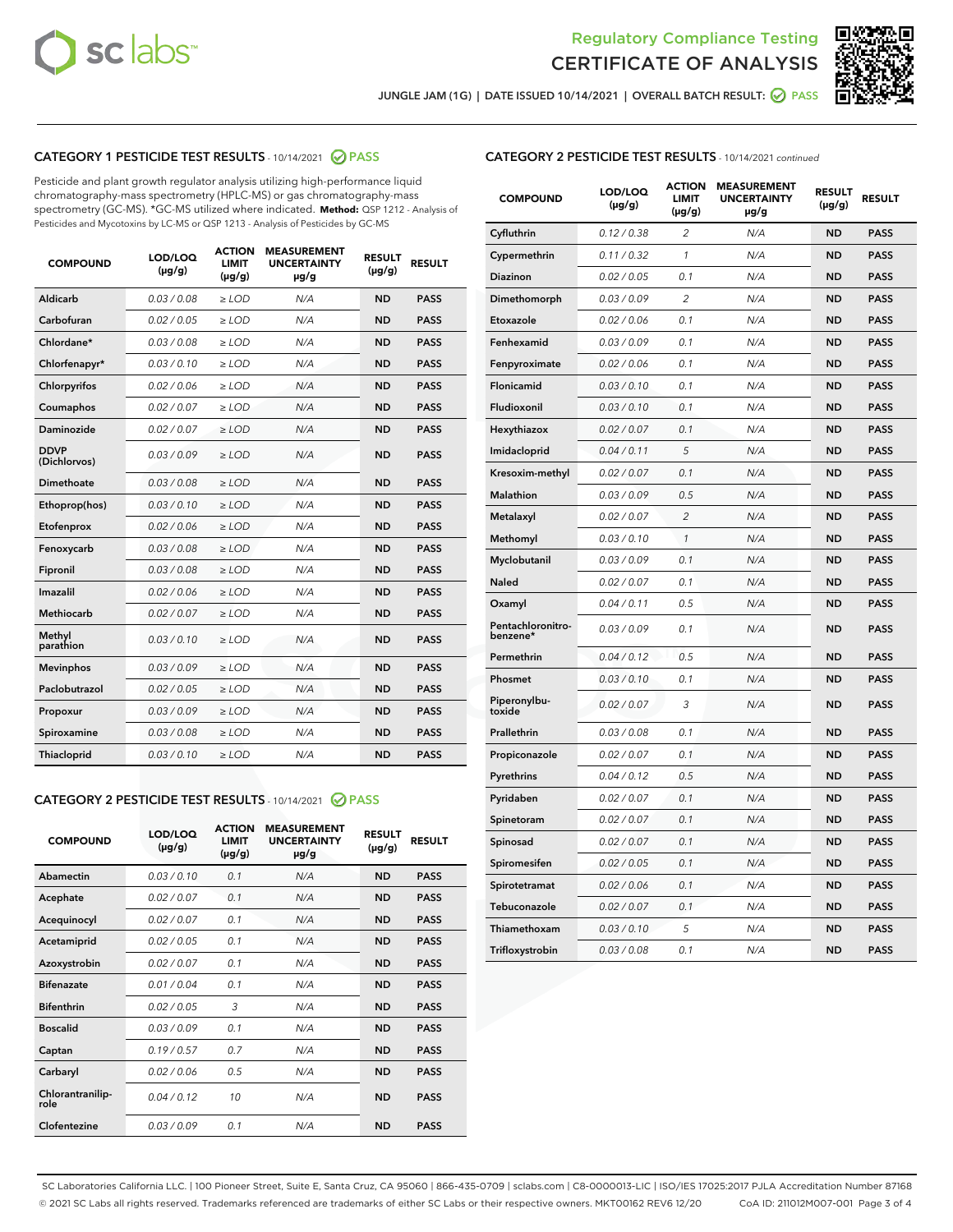# Regulatory Compliance Testing
# CERTIFICATE OF ANALYSIS

JUNGLE JAM (1G) | DATE ISSUED 10/14/2021 | OVERALL BATCH RESULT: PASS

## CATEGORY 1 PESTICIDE TEST RESULTS - 10/14/2021 PASS

Pesticide and plant growth regulator analysis utilizing high-performance liquid chromatography-mass spectrometry (HPLC-MS) or gas chromatography-mass spectrometry (GC-MS). *GC-MS utilized where indicated. **Method:** QSP 1212 - Analysis of Pesticides and Mycotoxins by LC-MS or QSP 1213 - Analysis of Pesticides by GC-MS

| COMPOUND | LOD/LOQ (µg/g) | ACTION LIMIT (µg/g) | MEASUREMENT UNCERTAINTY µg/g | RESULT (µg/g) | RESULT |
|---|---|---|---|---|---|
| Aldicarb | 0.03 / 0.08 | ≥ LOD | N/A | ND | PASS |
| Carbofuran | 0.02 / 0.05 | ≥ LOD | N/A | ND | PASS |
| Chlordane* | 0.03 / 0.08 | ≥ LOD | N/A | ND | PASS |
| Chlorfenapyr* | 0.03 / 0.10 | ≥ LOD | N/A | ND | PASS |
| Chlorpyrifos | 0.02 / 0.06 | ≥ LOD | N/A | ND | PASS |
| Coumaphos | 0.02 / 0.07 | ≥ LOD | N/A | ND | PASS |
| Daminozide | 0.02 / 0.07 | ≥ LOD | N/A | ND | PASS |
| DDVP (Dichlorvos) | 0.03 / 0.09 | ≥ LOD | N/A | ND | PASS |
| Dimethoate | 0.03 / 0.08 | ≥ LOD | N/A | ND | PASS |
| Ethoprop(hos) | 0.03 / 0.10 | ≥ LOD | N/A | ND | PASS |
| Etofenprox | 0.02 / 0.06 | ≥ LOD | N/A | ND | PASS |
| Fenoxycarb | 0.03 / 0.08 | ≥ LOD | N/A | ND | PASS |
| Fipronil | 0.03 / 0.08 | ≥ LOD | N/A | ND | PASS |
| Imazalil | 0.02 / 0.06 | ≥ LOD | N/A | ND | PASS |
| Methiocarb | 0.02 / 0.07 | ≥ LOD | N/A | ND | PASS |
| Methyl parathion | 0.03 / 0.10 | ≥ LOD | N/A | ND | PASS |
| Mevinphos | 0.03 / 0.09 | ≥ LOD | N/A | ND | PASS |
| Paclobutrazol | 0.02 / 0.05 | ≥ LOD | N/A | ND | PASS |
| Propoxur | 0.03 / 0.09 | ≥ LOD | N/A | ND | PASS |
| Spiroxamine | 0.03 / 0.08 | ≥ LOD | N/A | ND | PASS |
| Thiacloprid | 0.03 / 0.10 | ≥ LOD | N/A | ND | PASS |

## CATEGORY 2 PESTICIDE TEST RESULTS - 10/14/2021 PASS

| COMPOUND | LOD/LOQ (µg/g) | ACTION LIMIT (µg/g) | MEASUREMENT UNCERTAINTY µg/g | RESULT (µg/g) | RESULT |
|---|---|---|---|---|---|
| Abamectin | 0.03 / 0.10 | 0.1 | N/A | ND | PASS |
| Acephate | 0.02 / 0.07 | 0.1 | N/A | ND | PASS |
| Acequinocyl | 0.02 / 0.07 | 0.1 | N/A | ND | PASS |
| Acetamiprid | 0.02 / 0.05 | 0.1 | N/A | ND | PASS |
| Azoxystrobin | 0.02 / 0.07 | 0.1 | N/A | ND | PASS |
| Bifenazate | 0.01 / 0.04 | 0.1 | N/A | ND | PASS |
| Bifenthrin | 0.02 / 0.05 | 3 | N/A | ND | PASS |
| Boscalid | 0.03 / 0.09 | 0.1 | N/A | ND | PASS |
| Captan | 0.19 / 0.57 | 0.7 | N/A | ND | PASS |
| Carbaryl | 0.02 / 0.06 | 0.5 | N/A | ND | PASS |
| Chlorantraniliprole | 0.04 / 0.12 | 10 | N/A | ND | PASS |
| Clofentezine | 0.03 / 0.09 | 0.1 | N/A | ND | PASS |
| Cyfluthrin | 0.12 / 0.38 | 2 | N/A | ND | PASS |
| Cypermethrin | 0.11 / 0.32 | 1 | N/A | ND | PASS |
| Diazinon | 0.02 / 0.05 | 0.1 | N/A | ND | PASS |
| Dimethomorph | 0.03 / 0.09 | 2 | N/A | ND | PASS |
| Etoxazole | 0.02 / 0.06 | 0.1 | N/A | ND | PASS |
| Fenhexamid | 0.03 / 0.09 | 0.1 | N/A | ND | PASS |
| Fenpyroximate | 0.02 / 0.06 | 0.1 | N/A | ND | PASS |
| Flonicamid | 0.03 / 0.10 | 0.1 | N/A | ND | PASS |
| Fludioxonil | 0.03 / 0.10 | 0.1 | N/A | ND | PASS |
| Hexythiazox | 0.02 / 0.07 | 0.1 | N/A | ND | PASS |
| Imidacloprid | 0.04 / 0.11 | 5 | N/A | ND | PASS |
| Kresoxim-methyl | 0.02 / 0.07 | 0.1 | N/A | ND | PASS |
| Malathion | 0.03 / 0.09 | 0.5 | N/A | ND | PASS |
| Metalaxyl | 0.02 / 0.07 | 2 | N/A | ND | PASS |
| Methomyl | 0.03 / 0.10 | 1 | N/A | ND | PASS |
| Myclobutanil | 0.03 / 0.09 | 0.1 | N/A | ND | PASS |
| Naled | 0.02 / 0.07 | 0.1 | N/A | ND | PASS |
| Oxamyl | 0.04 / 0.11 | 0.5 | N/A | ND | PASS |
| Pentachloronitrobenzene* | 0.03 / 0.09 | 0.1 | N/A | ND | PASS |
| Permethrin | 0.04 / 0.12 | 0.5 | N/A | ND | PASS |
| Phosmet | 0.03 / 0.10 | 0.1 | N/A | ND | PASS |
| Piperonylbutoxide | 0.02 / 0.07 | 3 | N/A | ND | PASS |
| Prallethrin | 0.03 / 0.08 | 0.1 | N/A | ND | PASS |
| Propiconazole | 0.02 / 0.07 | 0.1 | N/A | ND | PASS |
| Pyrethrins | 0.04 / 0.12 | 0.5 | N/A | ND | PASS |
| Pyridaben | 0.02 / 0.07 | 0.1 | N/A | ND | PASS |
| Spinetoram | 0.02 / 0.07 | 0.1 | N/A | ND | PASS |
| Spinosad | 0.02 / 0.07 | 0.1 | N/A | ND | PASS |
| Spiromesifen | 0.02 / 0.05 | 0.1 | N/A | ND | PASS |
| Spirotetramat | 0.02 / 0.06 | 0.1 | N/A | ND | PASS |
| Tebuconazole | 0.02 / 0.07 | 0.1 | N/A | ND | PASS |
| Thiamethoxam | 0.03 / 0.10 | 5 | N/A | ND | PASS |
| Trifloxystrobin | 0.03 / 0.08 | 0.1 | N/A | ND | PASS |

SC Laboratories California LLC. | 100 Pioneer Street, Suite E, Santa Cruz, CA 95060 | 866-435-0709 | sclabs.com | C8-0000013-LIC | ISO/IES 17025:2017 PJLA Accreditation Number 87168
© 2021 SC Labs all rights reserved. Trademarks referenced are trademarks of either SC Labs or their respective owners. MKT00162 REV6 12/20 CoA ID: 211012M007-001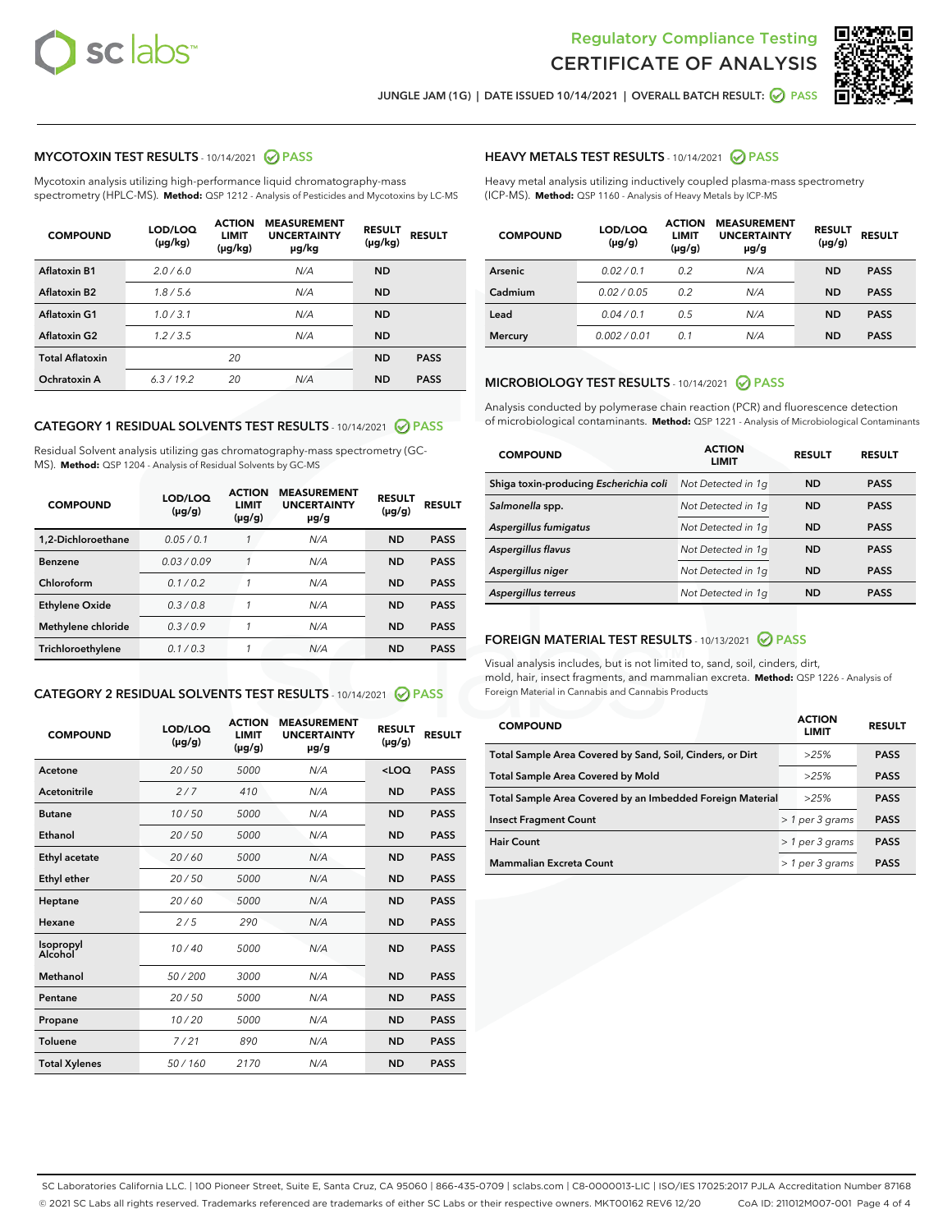Regulatory Compliance Testing
CERTIFICATE OF ANALYSIS

JUNGLE JAM (1G) | DATE ISSUED 10/14/2021 | OVERALL BATCH RESULT: PASS

## MYCOTOXIN TEST RESULTS - 10/14/2021 PASS

Mycotoxin analysis utilizing high-performance liquid chromatography-mass spectrometry (HPLC-MS). **Method:** QSP 1212 - Analysis of Pesticides and Mycotoxins by LC-MS

| COMPOUND | LOD/LOQ (µg/kg) | ACTION LIMIT (µg/kg) | MEASUREMENT UNCERTAINTY µg/kg | RESULT (µg/kg) | RESULT |
|---|---|---|---|---|---|
| Aflatoxin B1 | 2.0 / 6.0 | | N/A | ND | |
| Aflatoxin B2 | 1.8 / 5.6 | | N/A | ND | |
| Aflatoxin G1 | 1.0 / 3.1 | | N/A | ND | |
| Aflatoxin G2 | 1.2 / 3.5 | | N/A | ND | |
| Total Aflatoxin | | 20 | | ND | PASS |
| Ochratoxin A | 6.3 / 19.2 | 20 | N/A | ND | PASS |

## CATEGORY 1 RESIDUAL SOLVENTS TEST RESULTS - 10/14/2021 PASS

Residual Solvent analysis utilizing gas chromatography-mass spectrometry (GC-MS). **Method:** QSP 1204 - Analysis of Residual Solvents by GC-MS

| COMPOUND | LOD/LOQ (µg/g) | ACTION LIMIT (µg/g) | MEASUREMENT UNCERTAINTY µg/g | RESULT (µg/g) | RESULT |
|---|---|---|---|---|---|
| 1,2-Dichloroethane | 0.05 / 0.1 | 1 | N/A | ND | PASS |
| Benzene | 0.03 / 0.09 | 1 | N/A | ND | PASS |
| Chloroform | 0.1 / 0.2 | 1 | N/A | ND | PASS |
| Ethylene Oxide | 0.3 / 0.8 | 1 | N/A | ND | PASS |
| Methylene chloride | 0.3 / 0.9 | 1 | N/A | ND | PASS |
| Trichloroethylene | 0.1 / 0.3 | 1 | N/A | ND | PASS |

## CATEGORY 2 RESIDUAL SOLVENTS TEST RESULTS - 10/14/2021 PASS

| COMPOUND | LOD/LOQ (µg/g) | ACTION LIMIT (µg/g) | MEASUREMENT UNCERTAINTY µg/g | RESULT (µg/g) | RESULT |
|---|---|---|---|---|---|
| Acetone | 20 / 50 | 5000 | N/A | <LOQ | PASS |
| Acetonitrile | 2 / 7 | 410 | N/A | ND | PASS |
| Butane | 10 / 50 | 5000 | N/A | ND | PASS |
| Ethanol | 20 / 50 | 5000 | N/A | ND | PASS |
| Ethyl acetate | 20 / 60 | 5000 | N/A | ND | PASS |
| Ethyl ether | 20 / 50 | 5000 | N/A | ND | PASS |
| Heptane | 20 / 60 | 5000 | N/A | ND | PASS |
| Hexane | 2 / 5 | 290 | N/A | ND | PASS |
| Isopropyl Alcohol | 10 / 40 | 5000 | N/A | ND | PASS |
| Methanol | 50 / 200 | 3000 | N/A | ND | PASS |
| Pentane | 20 / 50 | 5000 | N/A | ND | PASS |
| Propane | 10 / 20 | 5000 | N/A | ND | PASS |
| Toluene | 7 / 21 | 890 | N/A | ND | PASS |
| Total Xylenes | 50 / 160 | 2170 | N/A | ND | PASS |

## HEAVY METALS TEST RESULTS - 10/14/2021 PASS

Heavy metal analysis utilizing inductively coupled plasma-mass spectrometry (ICP-MS). **Method:** QSP 1160 - Analysis of Heavy Metals by ICP-MS

| COMPOUND | LOD/LOQ (µg/g) | ACTION LIMIT (µg/g) | MEASUREMENT UNCERTAINTY µg/g | RESULT (µg/g) | RESULT |
|---|---|---|---|---|---|
| Arsenic | 0.02 / 0.1 | 0.2 | N/A | ND | PASS |
| Cadmium | 0.02 / 0.05 | 0.2 | N/A | ND | PASS |
| Lead | 0.04 / 0.1 | 0.5 | N/A | ND | PASS |
| Mercury | 0.002 / 0.01 | 0.1 | N/A | ND | PASS |

## MICROBIOLOGY TEST RESULTS - 10/14/2021 PASS

Analysis conducted by polymerase chain reaction (PCR) and fluorescence detection of microbiological contaminants. **Method:** QSP 1221 - Analysis of Microbiological Contaminants

| COMPOUND | ACTION LIMIT | RESULT | RESULT |
|---|---|---|---|
| Shiga toxin-producing *Escherichia coli* | Not Detected in 1g | ND | PASS |
| *Salmonella* spp. | Not Detected in 1g | ND | PASS |
| *Aspergillus fumigatus* | Not Detected in 1g | ND | PASS |
| *Aspergillus flavus* | Not Detected in 1g | ND | PASS |
| *Aspergillus niger* | Not Detected in 1g | ND | PASS |
| *Aspergillus terreus* | Not Detected in 1g | ND | PASS |

## FOREIGN MATERIAL TEST RESULTS - 10/13/2021 PASS

Visual analysis includes, but is not limited to, sand, soil, cinders, dirt, mold, hair, insect fragments, and mammalian excreta. **Method:** QSP 1226 - Analysis of Foreign Material in Cannabis and Cannabis Products

| COMPOUND | ACTION LIMIT | RESULT |
|---|---|---|
| Total Sample Area Covered by Sand, Soil, Cinders, or Dirt | >25% | PASS |
| Total Sample Area Covered by Mold | >25% | PASS |
| Total Sample Area Covered by an Imbedded Foreign Material | >25% | PASS |
| Insect Fragment Count | > 1 per 3 grams | PASS |
| Hair Count | > 1 per 3 grams | PASS |
| Mammalian Excreta Count | > 1 per 3 grams | PASS |

SC Laboratories California LLC. | 100 Pioneer Street, Suite E, Santa Cruz, CA 95060 | 866-435-0709 | sclabs.com | C8-0000013-LIC | ISO/IES 17025:2017 PJLA Accreditation Number 87168
© 2021 SC Labs all rights reserved. Trademarks referenced are trademarks of either SC Labs or their respective owners. MKT00162 REV6 12/20 CoA ID: 211012M007-001